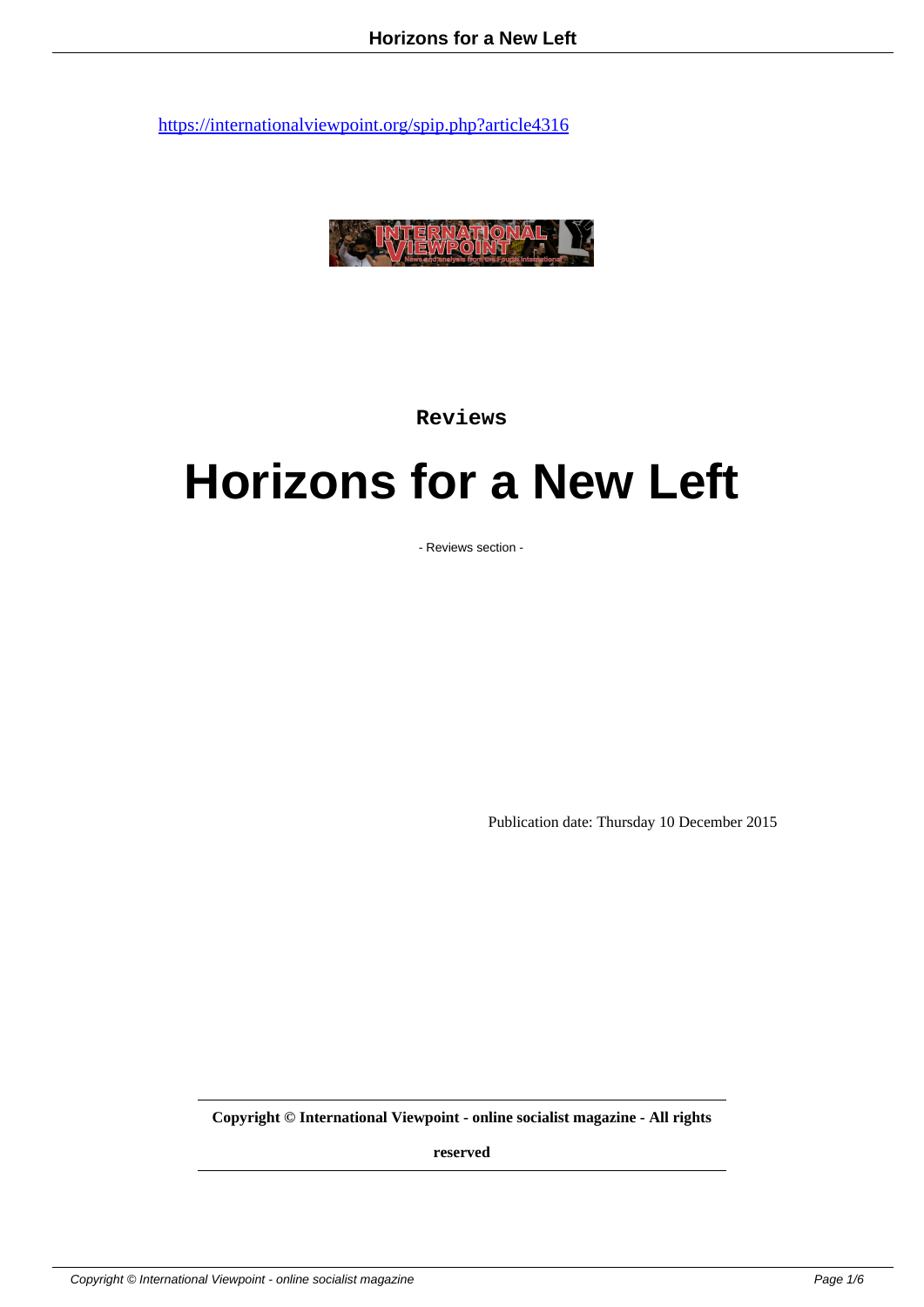https://internationalviewpoint.org/spip.php?article4316

Reviews

# Horizons for a New Left

- Reviews section -

Publication date: Thursday 10 December 2015

**Copyright © International Viewpoint - online socialist magazine - All rights reserved**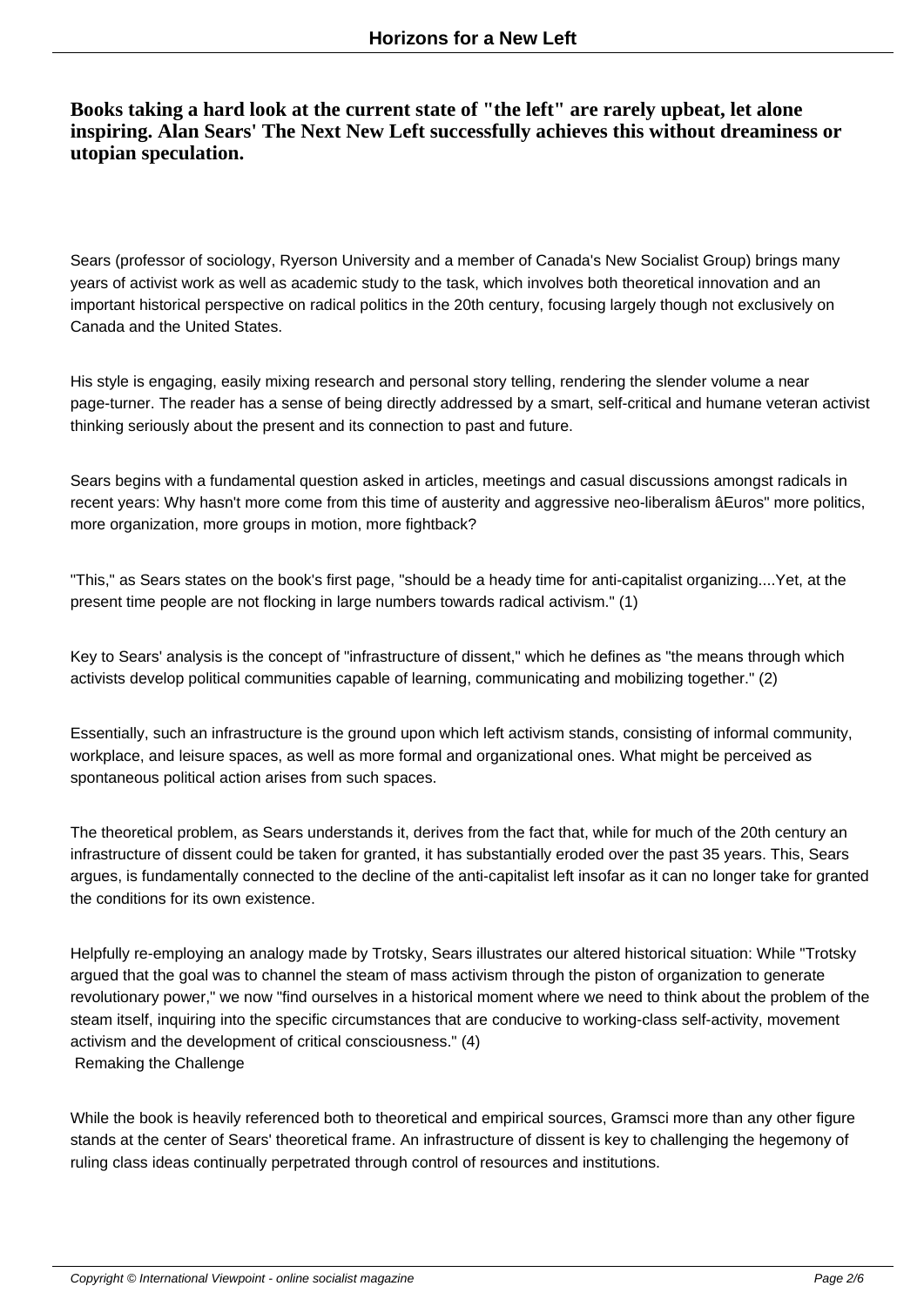**Books taking a hard look at the current state of "the left" are rarely upbeat, let alone inspiring. Alan Sears' The Next New Left successfully achieves this without dreaminess or utopian speculation.**

Sears (professor of sociology, Ryerson University and a member of Canada's New Socialist Group) brings many years of activist work as well as academic study to the task, which involves both theoretical innovation and an important historical perspective on radical politics in the 20th century, focusing largely though not exclusively on Canada and the United States.

His style is engaging, easily mixing research and personal story telling, rendering the slender volume a near page-turner. The reader has a sense of being directly addressed by a smart, self-critical and humane veteran activist thinking seriously about the present and its connection to past and future.

Sears begins with a fundamental question asked in articles, meetings and casual discussions amongst radicals in recent years: Why hasn't more come from this time of austerity and aggressive neo-liberalism âEuros" more politics, more organization, more groups in motion, more fightback?

"This," as Sears states on the book's first page, "should be a heady time for anti-capitalist organizing....Yet, at the present time people are not flocking in large numbers towards radical activism." (1)

Key to Sears' analysis is the concept of "infrastructure of dissent," which he defines as "the means through which activists develop political communities capable of learning, communicating and mobilizing together." (2)

Essentially, such an infrastructure is the ground upon which left activism stands, consisting of informal community, workplace, and leisure spaces, as well as more formal and organizational ones. What might be perceived as spontaneous political action arises from such spaces.

The theoretical problem, as Sears understands it, derives from the fact that, while for much of the 20th century an infrastructure of dissent could be taken for granted, it has substantially eroded over the past 35 years. This, Sears argues, is fundamentally connected to the decline of the anti-capitalist left insofar as it can no longer take for granted the conditions for its own existence.

Helpfully re-employing an analogy made by Trotsky, Sears illustrates our altered historical situation: While "Trotsky argued that the goal was to channel the steam of mass activism through the piston of organization to generate revolutionary power," we now "find ourselves in a historical moment where we need to think about the problem of the steam itself, inquiring into the specific circumstances that are conducive to working-class self-activity, movement activism and the development of critical consciousness." (4)

## Remaking the Challenge

While the book is heavily referenced both to theoretical and empirical sources, Gramsci more than any other figure stands at the center of Sears' theoretical frame. An infrastructure of dissent is key to challenging the hegemony of ruling class ideas continually perpetrated through control of resources and institutions.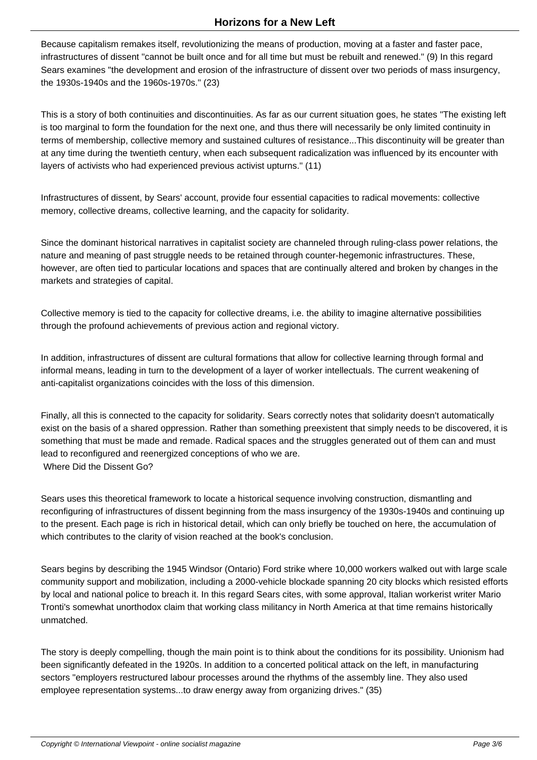Because capitalism remakes itself, revolutionizing the means of production, moving at a faster and faster pace, infrastructures of dissent "cannot be built once and for all time but must be rebuilt and renewed." (9) In this regard Sears examines "the development and erosion of the infrastructure of dissent over two periods of mass insurgency, the 1930s-1940s and the 1960s-1970s." (23)

This is a story of both continuities and discontinuities. As far as our current situation goes, he states "The existing left is too marginal to form the foundation for the next one, and thus there will necessarily be only limited continuity in terms of membership, collective memory and sustained cultures of resistance...This discontinuity will be greater than at any time during the twentieth century, when each subsequent radicalization was influenced by its encounter with layers of activists who had experienced previous activist upturns." (11)

Infrastructures of dissent, by Sears' account, provide four essential capacities to radical movements: collective memory, collective dreams, collective learning, and the capacity for solidarity.

Since the dominant historical narratives in capitalist society are channeled through ruling-class power relations, the nature and meaning of past struggle needs to be retained through counter-hegemonic infrastructures. These, however, are often tied to particular locations and spaces that are continually altered and broken by changes in the markets and strategies of capital.

Collective memory is tied to the capacity for collective dreams, i.e. the ability to imagine alternative possibilities through the profound achievements of previous action and regional victory.

In addition, infrastructures of dissent are cultural formations that allow for collective learning through formal and informal means, leading in turn to the development of a layer of worker intellectuals. The current weakening of anti-capitalist organizations coincides with the loss of this dimension.

Finally, all this is connected to the capacity for solidarity. Sears correctly notes that solidarity doesn't automatically exist on the basis of a shared oppression. Rather than something preexistent that simply needs to be discovered, it is something that must be made and remade. Radical spaces and the struggles generated out of them can and must lead to reconfigured and reenergized conceptions of who we are.

## Where Did the Dissent Go?

Sears uses this theoretical framework to locate a historical sequence involving construction, dismantling and reconfiguring of infrastructures of dissent beginning from the mass insurgency of the 1930s-1940s and continuing up to the present. Each page is rich in historical detail, which can only briefly be touched on here, the accumulation of which contributes to the clarity of vision reached at the book's conclusion.

Sears begins by describing the 1945 Windsor (Ontario) Ford strike where 10,000 workers walked out with large scale community support and mobilization, including a 2000-vehicle blockade spanning 20 city blocks which resisted efforts by local and national police to breach it. In this regard Sears cites, with some approval, Italian workerist writer Mario Tronti's somewhat unorthodox claim that working class militancy in North America at that time remains historically unmatched.

The story is deeply compelling, though the main point is to think about the conditions for its possibility. Unionism had been significantly defeated in the 1920s. In addition to a concerted political attack on the left, in manufacturing sectors "employers restructured labour processes around the rhythms of the assembly line. They also used employee representation systems...to draw energy away from organizing drives." (35)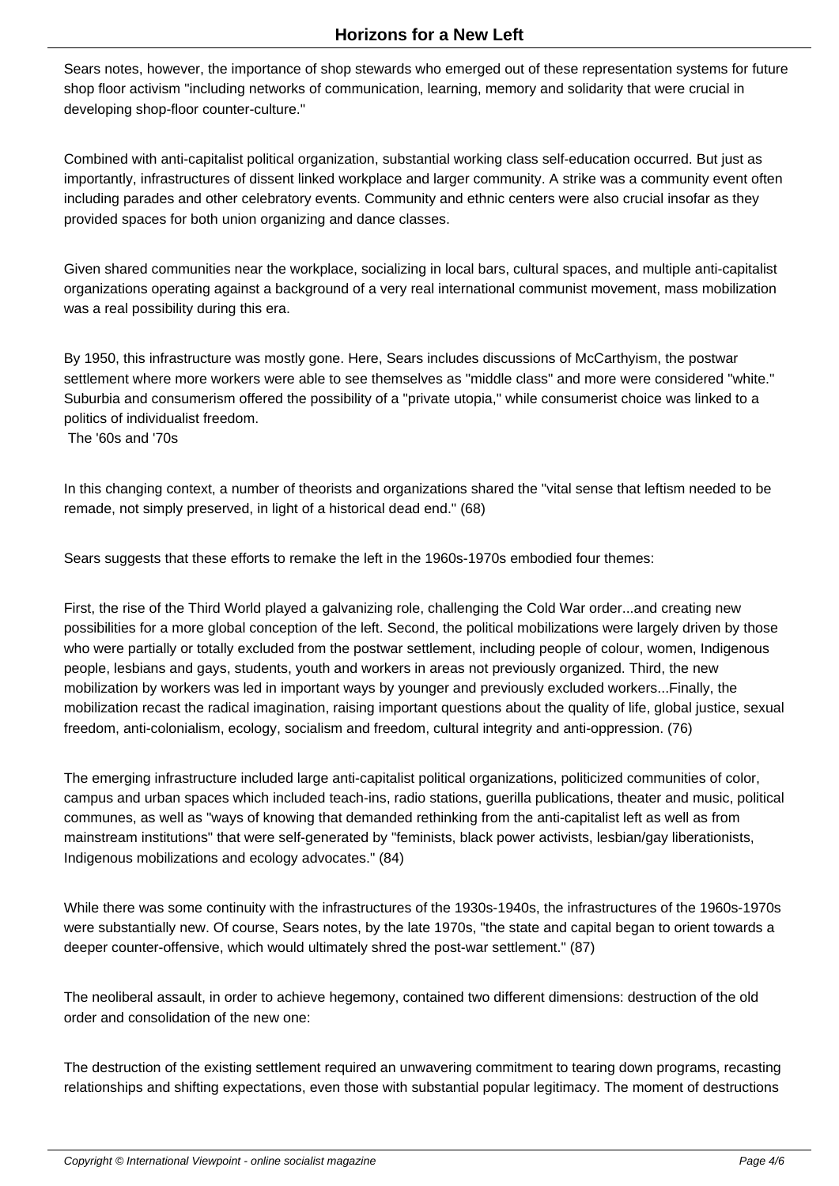Sears notes, however, the importance of shop stewards who emerged out of these representation systems for future shop floor activism "including networks of communication, learning, memory and solidarity that were crucial in developing shop-floor counter-culture."

Combined with anti-capitalist political organization, substantial working class self-education occurred. But just as importantly, infrastructures of dissent linked workplace and larger community. A strike was a community event often including parades and other celebratory events. Community and ethnic centers were also crucial insofar as they provided spaces for both union organizing and dance classes.

Given shared communities near the workplace, socializing in local bars, cultural spaces, and multiple anti-capitalist organizations operating against a background of a very real international communist movement, mass mobilization was a real possibility during this era.

By 1950, this infrastructure was mostly gone. Here, Sears includes discussions of McCarthyism, the postwar settlement where more workers were able to see themselves as "middle class" and more were considered "white." Suburbia and consumerism offered the possibility of a "private utopia," while consumerist choice was linked to a politics of individualist freedom.

## The '60s and '70s

In this changing context, a number of theorists and organizations shared the "vital sense that leftism needed to be remade, not simply preserved, in light of a historical dead end." (68)

Sears suggests that these efforts to remake the left in the 1960s-1970s embodied four themes:

First, the rise of the Third World played a galvanizing role, challenging the Cold War order...and creating new possibilities for a more global conception of the left. Second, the political mobilizations were largely driven by those who were partially or totally excluded from the postwar settlement, including people of colour, women, Indigenous people, lesbians and gays, students, youth and workers in areas not previously organized. Third, the new mobilization by workers was led in important ways by younger and previously excluded workers...Finally, the mobilization recast the radical imagination, raising important questions about the quality of life, global justice, sexual freedom, anti-colonialism, ecology, socialism and freedom, cultural integrity and anti-oppression. (76)

The emerging infrastructure included large anti-capitalist political organizations, politicized communities of color, campus and urban spaces which included teach-ins, radio stations, guerilla publications, theater and music, political communes, as well as "ways of knowing that demanded rethinking from the anti-capitalist left as well as from mainstream institutions" that were self-generated by "feminists, black power activists, lesbian/gay liberationists, Indigenous mobilizations and ecology advocates." (84)

While there was some continuity with the infrastructures of the 1930s-1940s, the infrastructures of the 1960s-1970s were substantially new. Of course, Sears notes, by the late 1970s, "the state and capital began to orient towards a deeper counter-offensive, which would ultimately shred the post-war settlement." (87)

The neoliberal assault, in order to achieve hegemony, contained two different dimensions: destruction of the old order and consolidation of the new one:

The destruction of the existing settlement required an unwavering commitment to tearing down programs, recasting relationships and shifting expectations, even those with substantial popular legitimacy. The moment of destructions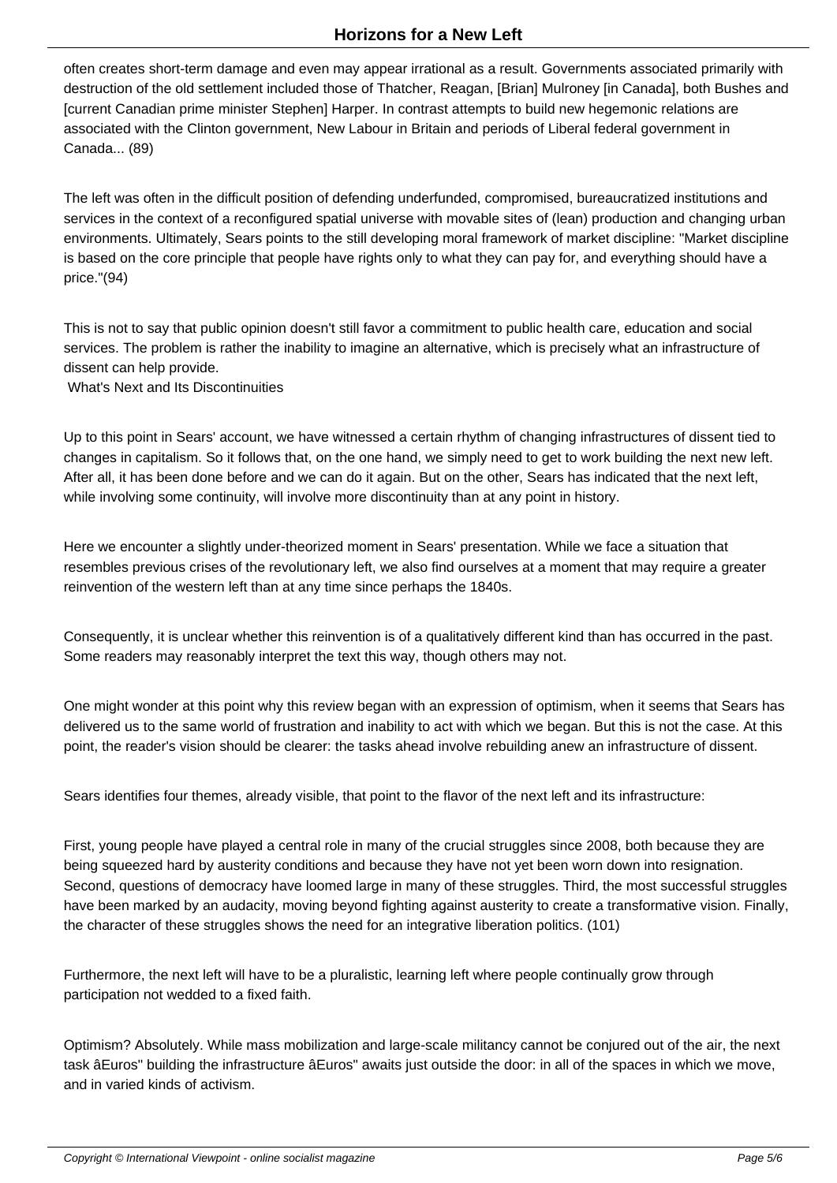often creates short-term damage and even may appear irrational as a result. Governments associated primarily with destruction of the old settlement included those of Thatcher, Reagan, [Brian] Mulroney [in Canada], both Bushes and [current Canadian prime minister Stephen] Harper. In contrast attempts to build new hegemonic relations are associated with the Clinton government, New Labour in Britain and periods of Liberal federal government in Canada... (89)

The left was often in the difficult position of defending underfunded, compromised, bureaucratized institutions and services in the context of a reconfigured spatial universe with movable sites of (lean) production and changing urban environments. Ultimately, Sears points to the still developing moral framework of market discipline: "Market discipline is based on the core principle that people have rights only to what they can pay for, and everything should have a price."(94)

This is not to say that public opinion doesn't still favor a commitment to public health care, education and social services. The problem is rather the inability to imagine an alternative, which is precisely what an infrastructure of dissent can help provide.

## What's Next and Its Discontinuities

Up to this point in Sears' account, we have witnessed a certain rhythm of changing infrastructures of dissent tied to changes in capitalism. So it follows that, on the one hand, we simply need to get to work building the next new left. After all, it has been done before and we can do it again. But on the other, Sears has indicated that the next left, while involving some continuity, will involve more discontinuity than at any point in history.

Here we encounter a slightly under-theorized moment in Sears' presentation. While we face a situation that resembles previous crises of the revolutionary left, we also find ourselves at a moment that may require a greater reinvention of the western left than at any time since perhaps the 1840s.

Consequently, it is unclear whether this reinvention is of a qualitatively different kind than has occurred in the past. Some readers may reasonably interpret the text this way, though others may not.

One might wonder at this point why this review began with an expression of optimism, when it seems that Sears has delivered us to the same world of frustration and inability to act with which we began. But this is not the case. At this point, the reader's vision should be clearer: the tasks ahead involve rebuilding anew an infrastructure of dissent.

Sears identifies four themes, already visible, that point to the flavor of the next left and its infrastructure:

First, young people have played a central role in many of the crucial struggles since 2008, both because they are being squeezed hard by austerity conditions and because they have not yet been worn down into resignation. Second, questions of democracy have loomed large in many of these struggles. Third, the most successful struggles have been marked by an audacity, moving beyond fighting against austerity to create a transformative vision. Finally, the character of these struggles shows the need for an integrative liberation politics. (101)

Furthermore, the next left will have to be a pluralistic, learning left where people continually grow through participation not wedded to a fixed faith.

Optimism? Absolutely. While mass mobilization and large-scale militancy cannot be conjured out of the air, the next task âEuros" building the infrastructure âEuros" awaits just outside the door: in all of the spaces in which we move, and in varied kinds of activism.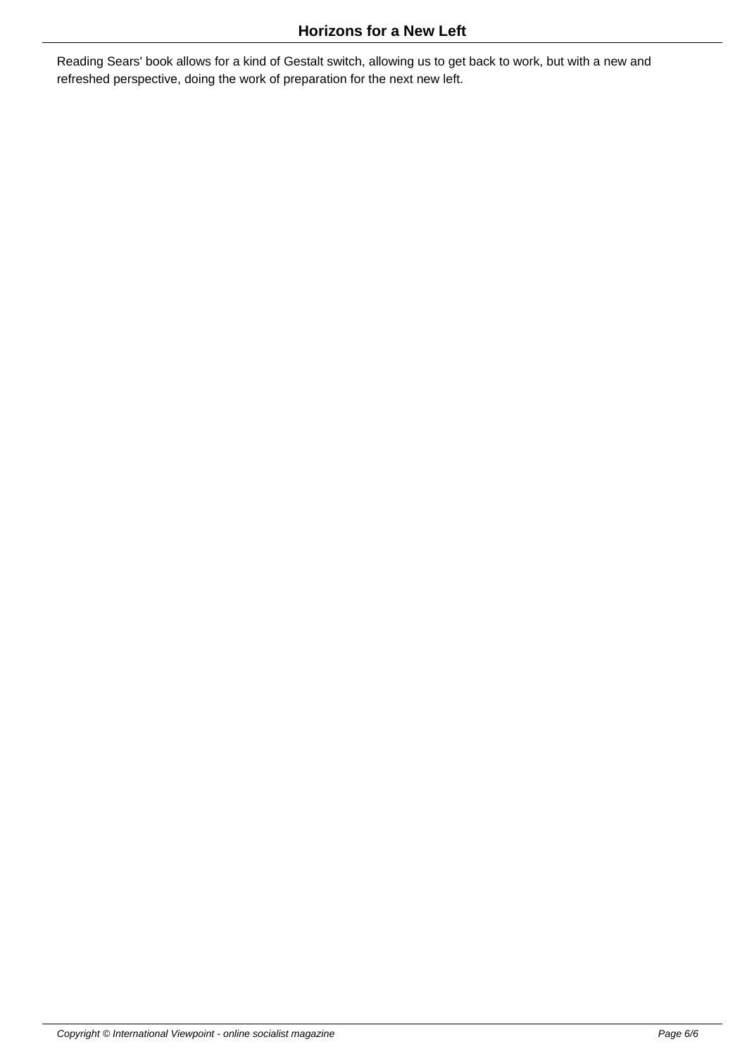Reading Sears' book allows for a kind of Gestalt switch, allowing us to get back to work, but with a new and refreshed perspective, doing the work of preparation for the next new left.